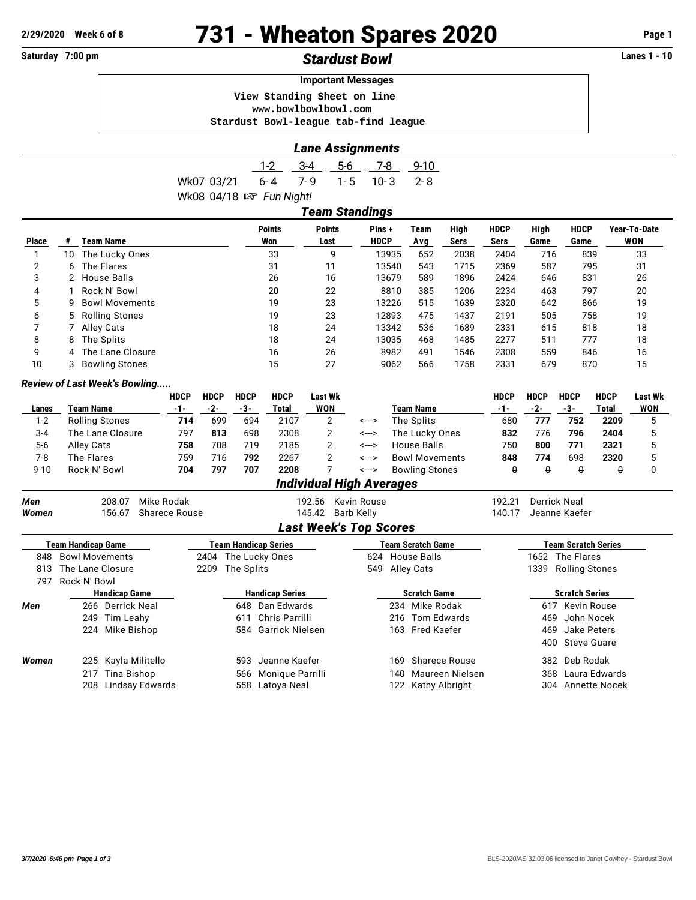2/29/2020 Week 6 of 8

# 731 - Wheaton Spares 2020

Saturday 7:00 pm

## *Stardust Bowl*

Lanes 1 - 10

**Important Messages**

```
View Standing Sheet on line
www.bowlbowlbowl.com
Stardust Bowl-league tab-find league
```

## *Lane Assignments*

| | 1-2 | 3-4 | 5-6 | 7-8 | 9-10 |
|---|---|---|---|---|---|
| Wk07 03/21 | 6-4 | 7-9 | 1-5 | 10-3 | 2-8 |
| Wk08 04/18 ☞ *Fun Night!* | | | | | |

## *Team Standings*

| Place | # | Team Name | Points Won | Points Lost | Pins + HDCP | Team Avg | High Sers | HDCP Sers | High Game | HDCP Game | Year-To-Date WON |
|---|---|---|---|---|---|---|---|---|---|---|---|
| 1 | 10 | The Lucky Ones | 33 | 9 | 13935 | 652 | 2038 | 2404 | 716 | 839 | 33 |
| 2 | 6 | The Flares | 31 | 11 | 13540 | 543 | 1715 | 2369 | 587 | 795 | 31 |
| 3 | 2 | House Balls | 26 | 16 | 13679 | 589 | 1896 | 2424 | 646 | 831 | 26 |
| 4 | 1 | Rock N' Bowl | 20 | 22 | 8810 | 385 | 1206 | 2234 | 463 | 797 | 20 |
| 5 | 9 | Bowl Movements | 19 | 23 | 13226 | 515 | 1639 | 2320 | 642 | 866 | 19 |
| 6 | 5 | Rolling Stones | 19 | 23 | 12893 | 475 | 1437 | 2191 | 505 | 758 | 19 |
| 7 | 7 | Alley Cats | 18 | 24 | 13342 | 536 | 1689 | 2331 | 615 | 818 | 18 |
| 8 | 8 | The Splits | 18 | 24 | 13035 | 468 | 1485 | 2277 | 511 | 777 | 18 |
| 9 | 4 | The Lane Closure | 16 | 26 | 8982 | 491 | 1546 | 2308 | 559 | 846 | 16 |
| 10 | 3 | Bowling Stones | 15 | 27 | 9062 | 566 | 1758 | 2331 | 679 | 870 | 15 |

### *Review of Last Week's Bowling.....*

| Lanes | Team Name | HDCP -1- | HDCP -2- | HDCP -3- | HDCP Total | Last Wk WON | | Team Name | HDCP -1- | HDCP -2- | HDCP -3- | HDCP Total | Last Wk WON |
|---|---|---|---|---|---|---|---|---|---|---|---|---|---|
| 1-2 | Rolling Stones | **714** | 699 | 694 | 2107 | 2 | <---> | The Splits | 680 | **777** | **752** | **2209** | 5 |
| 3-4 | The Lane Closure | 797 | **813** | 698 | 2308 | 2 | <---> | The Lucky Ones | **832** | 776 | **796** | **2404** | 5 |
| 5-6 | Alley Cats | **758** | 708 | 719 | 2185 | 2 | <---> | House Balls | 750 | **800** | **771** | **2321** | 5 |
| 7-8 | The Flares | 759 | 716 | **792** | 2267 | 2 | <---> | Bowl Movements | **848** | **774** | 698 | **2320** | 5 |
| 9-10 | Rock N' Bowl | **704** | **797** | **707** | **2208** | 7 | <---> | Bowling Stones | 0 | 0 | 0 | 0 | 0 |

## *Individual High Averages*

| | | | |
|---|---|---|---|
| ***Men*** | 208.07 Mike Rodak | 192.56 Kevin Rouse | 192.21 Derrick Neal |
| ***Women*** | 156.67 Sharece Rouse | 145.42 Barb Kelly | 140.17 Jeanne Kaefer |

## *Last Week's Top Scores*

| Team Handicap Game | Team Handicap Series | Team Scratch Game | Team Scratch Series |
|---|---|---|---|
| 848 Bowl Movements | 2404 The Lucky Ones | 624 House Balls | 1652 The Flares |
| 813 The Lane Closure | 2209 The Splits | 549 Alley Cats | 1339 Rolling Stones |
| 797 Rock N' Bowl | | | |

| | Handicap Game | Handicap Series | Scratch Game | Scratch Series |
|---|---|---|---|---|
| ***Men*** | 266 Derrick Neal | 648 Dan Edwards | 234 Mike Rodak | 617 Kevin Rouse |
| | 249 Tim Leahy | 611 Chris Parrilli | 216 Tom Edwards | 469 John Nocek |
| | 224 Mike Bishop | 584 Garrick Nielsen | 163 Fred Kaefer | 469 Jake Peters |
| | | | | 400 Steve Guare |
| ***Women*** | 225 Kayla Militello | 593 Jeanne Kaefer | 169 Sharece Rouse | 382 Deb Rodak |
| | 217 Tina Bishop | 566 Monique Parrilli | 140 Maureen Nielsen | 368 Laura Edwards |
| | 208 Lindsay Edwards | 558 Latoya Neal | 122 Kathy Albright | 304 Annette Nocek |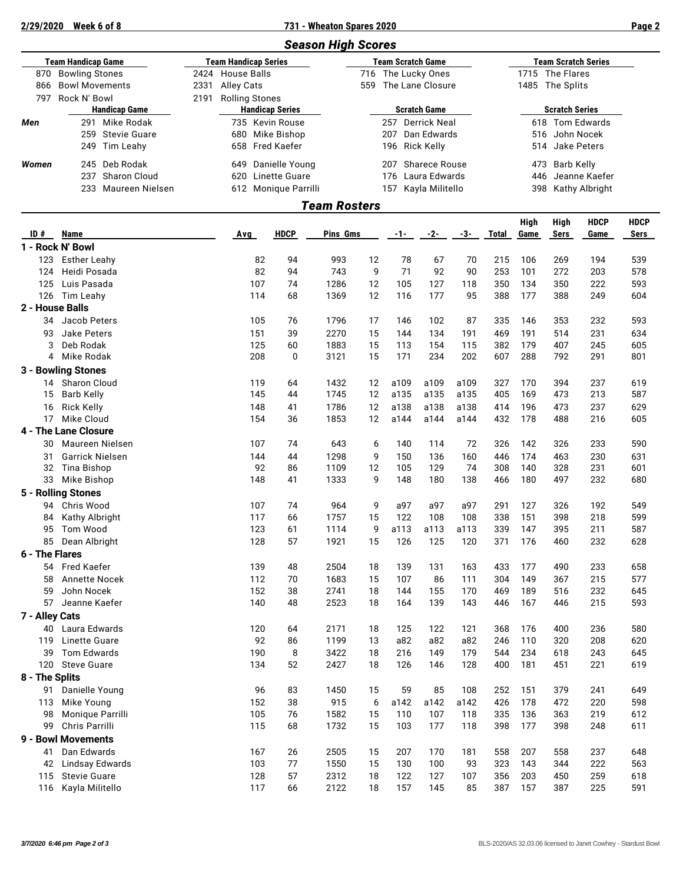## Season High Scores

| Team Handicap Game | | Team Handicap Series | | Team Scratch Game | | Team Scratch Series | |
|---|---|---|---|---|---|---|---|
| 870 | Bowling Stones | 2424 | House Balls | 716 | The Lucky Ones | 1715 | The Flares |
| 866 | Bowl Movements | 2331 | Alley Cats | 559 | The Lane Closure | 1485 | The Splits |
| 797 | Rock N' Bowl | 2191 | Rolling Stones | | | | |

| | Handicap Game | | Handicap Series | | Scratch Game | | Scratch Series | |
|---|---|---|---|---|---|---|---|---|
| **Men** | 291 | Mike Rodak | 735 | Kevin Rouse | 257 | Derrick Neal | 618 | Tom Edwards |
| | 259 | Stevie Guare | 680 | Mike Bishop | 207 | Dan Edwards | 516 | John Nocek |
| | 249 | Tim Leahy | 658 | Fred Kaefer | 196 | Rick Kelly | 514 | Jake Peters |
| **Women** | 245 | Deb Rodak | 649 | Danielle Young | 207 | Sharece Rouse | 473 | Barb Kelly |
| | 237 | Sharon Cloud | 620 | Linette Guare | 176 | Laura Edwards | 446 | Jeanne Kaefer |
| | 233 | Maureen Nielsen | 612 | Monique Parrilli | 157 | Kayla Militello | 398 | Kathy Albright |

## Team Rosters

| ID # | Name | Avg | HDCP | Pins | Gms | -1- | -2- | -3- | Total | High Game | High Sers | HDCP Game | HDCP Sers |
|---|---|---|---|---|---|---|---|---|---|---|---|---|---|
| **1 - Rock N' Bowl** | | | | | | | | | | | | | |
| 123 | Esther Leahy | 82 | 94 | 993 | 12 | 78 | 67 | 70 | 215 | 106 | 269 | 194 | 539 |
| 124 | Heidi Posada | 82 | 94 | 743 | 9 | 71 | 92 | 90 | 253 | 101 | 272 | 203 | 578 |
| 125 | Luis Pasada | 107 | 74 | 1286 | 12 | 105 | 127 | 118 | 350 | 134 | 350 | 222 | 593 |
| 126 | Tim Leahy | 114 | 68 | 1369 | 12 | 116 | 177 | 95 | 388 | 177 | 388 | 249 | 604 |
| **2 - House Balls** | | | | | | | | | | | | | |
| 34 | Jacob Peters | 105 | 76 | 1796 | 17 | 146 | 102 | 87 | 335 | 146 | 353 | 232 | 593 |
| 93 | Jake Peters | 151 | 39 | 2270 | 15 | 144 | 134 | 191 | 469 | 191 | 514 | 231 | 634 |
| 3 | Deb Rodak | 125 | 60 | 1883 | 15 | 113 | 154 | 115 | 382 | 179 | 407 | 245 | 605 |
| 4 | Mike Rodak | 208 | 0 | 3121 | 15 | 171 | 234 | 202 | 607 | 288 | 792 | 291 | 801 |
| **3 - Bowling Stones** | | | | | | | | | | | | | |
| 14 | Sharon Cloud | 119 | 64 | 1432 | 12 | a109 | a109 | a109 | 327 | 170 | 394 | 237 | 619 |
| 15 | Barb Kelly | 145 | 44 | 1745 | 12 | a135 | a135 | a135 | 405 | 169 | 473 | 213 | 587 |
| 16 | Rick Kelly | 148 | 41 | 1786 | 12 | a138 | a138 | a138 | 414 | 196 | 473 | 237 | 629 |
| 17 | Mike Cloud | 154 | 36 | 1853 | 12 | a144 | a144 | a144 | 432 | 178 | 488 | 216 | 605 |
| **4 - The Lane Closure** | | | | | | | | | | | | | |
| 30 | Maureen Nielsen | 107 | 74 | 643 | 6 | 140 | 114 | 72 | 326 | 142 | 326 | 233 | 590 |
| 31 | Garrick Nielsen | 144 | 44 | 1298 | 9 | 150 | 136 | 160 | 446 | 174 | 463 | 230 | 631 |
| 32 | Tina Bishop | 92 | 86 | 1109 | 12 | 105 | 129 | 74 | 308 | 140 | 328 | 231 | 601 |
| 33 | Mike Bishop | 148 | 41 | 1333 | 9 | 148 | 180 | 138 | 466 | 180 | 497 | 232 | 680 |
| **5 - Rolling Stones** | | | | | | | | | | | | | |
| 94 | Chris Wood | 107 | 74 | 964 | 9 | a97 | a97 | a97 | 291 | 127 | 326 | 192 | 549 |
| 84 | Kathy Albright | 117 | 66 | 1757 | 15 | 122 | 108 | 108 | 338 | 151 | 398 | 218 | 599 |
| 95 | Tom Wood | 123 | 61 | 1114 | 9 | a113 | a113 | a113 | 339 | 147 | 395 | 211 | 587 |
| 85 | Dean Albright | 128 | 57 | 1921 | 15 | 126 | 125 | 120 | 371 | 176 | 460 | 232 | 628 |
| **6 - The Flares** | | | | | | | | | | | | | |
| 54 | Fred Kaefer | 139 | 48 | 2504 | 18 | 139 | 131 | 163 | 433 | 177 | 490 | 233 | 658 |
| 58 | Annette Nocek | 112 | 70 | 1683 | 15 | 107 | 86 | 111 | 304 | 149 | 367 | 215 | 577 |
| 59 | John Nocek | 152 | 38 | 2741 | 18 | 144 | 155 | 170 | 469 | 189 | 516 | 232 | 645 |
| 57 | Jeanne Kaefer | 140 | 48 | 2523 | 18 | 164 | 139 | 143 | 446 | 167 | 446 | 215 | 593 |
| **7 - Alley Cats** | | | | | | | | | | | | | |
| 40 | Laura Edwards | 120 | 64 | 2171 | 18 | 125 | 122 | 121 | 368 | 176 | 400 | 236 | 580 |
| 119 | Linette Guare | 92 | 86 | 1199 | 13 | a82 | a82 | a82 | 246 | 110 | 320 | 208 | 620 |
| 39 | Tom Edwards | 190 | 8 | 3422 | 18 | 216 | 149 | 179 | 544 | 234 | 618 | 243 | 645 |
| 120 | Steve Guare | 134 | 52 | 2427 | 18 | 126 | 146 | 128 | 400 | 181 | 451 | 221 | 619 |
| **8 - The Splits** | | | | | | | | | | | | | |
| 91 | Danielle Young | 96 | 83 | 1450 | 15 | 59 | 85 | 108 | 252 | 151 | 379 | 241 | 649 |
| 113 | Mike Young | 152 | 38 | 915 | 6 | a142 | a142 | a142 | 426 | 178 | 472 | 220 | 598 |
| 98 | Monique Parrilli | 105 | 76 | 1582 | 15 | 110 | 107 | 118 | 335 | 136 | 363 | 219 | 612 |
| 99 | Chris Parrilli | 115 | 68 | 1732 | 15 | 103 | 177 | 118 | 398 | 177 | 398 | 248 | 611 |
| **9 - Bowl Movements** | | | | | | | | | | | | | |
| 41 | Dan Edwards | 167 | 26 | 2505 | 15 | 207 | 170 | 181 | 558 | 207 | 558 | 237 | 648 |
| 42 | Lindsay Edwards | 103 | 77 | 1550 | 15 | 130 | 100 | 93 | 323 | 143 | 344 | 222 | 563 |
| 115 | Stevie Guare | 128 | 57 | 2312 | 18 | 122 | 127 | 107 | 356 | 203 | 450 | 259 | 618 |
| 116 | Kayla Militello | 117 | 66 | 2122 | 18 | 157 | 145 | 85 | 387 | 157 | 387 | 225 | 591 |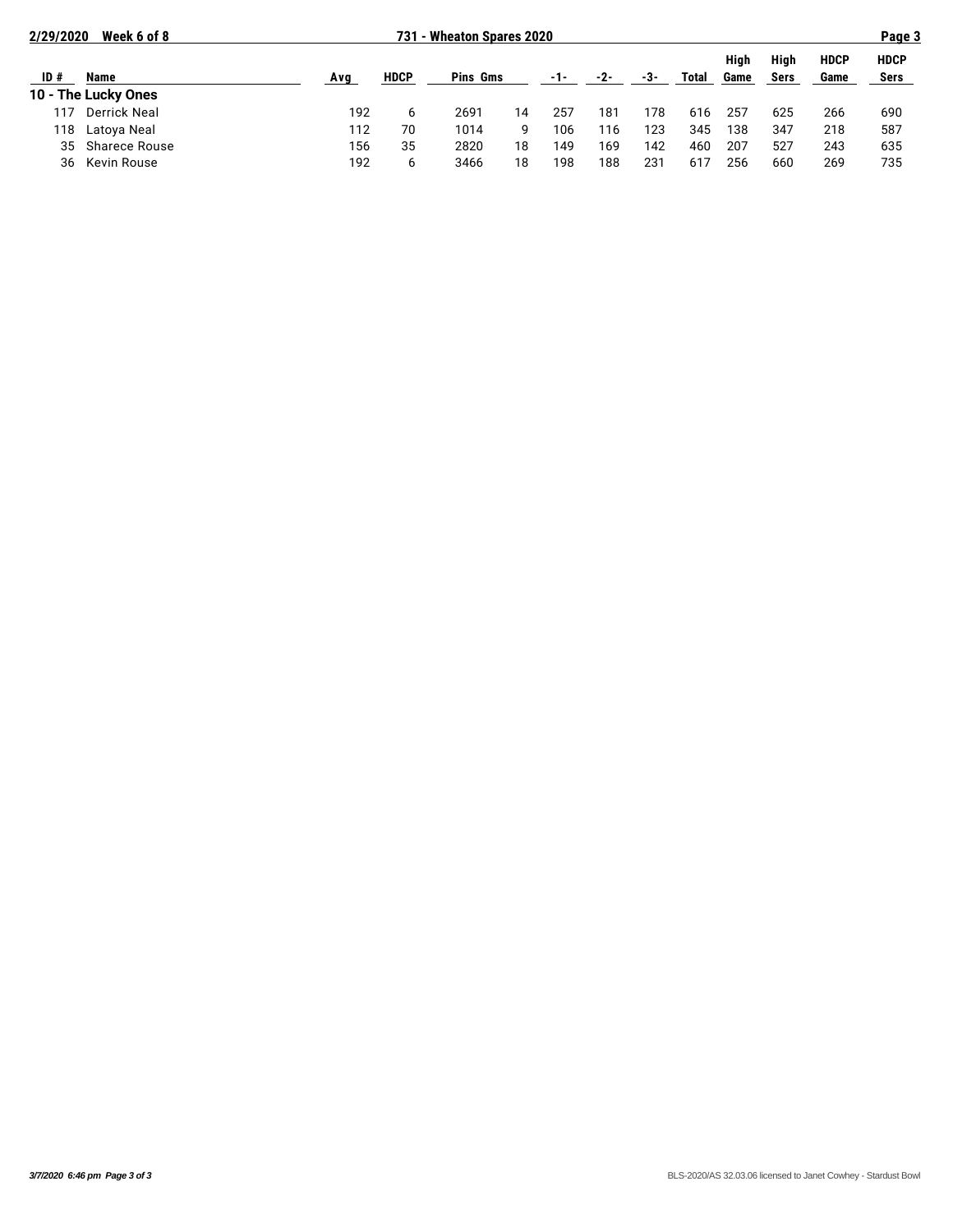| ID # | Name | Avg | HDCP | Pins | Gms | -1- | -2- | -3- | Total | High Game | High Sers | HDCP Game | HDCP Sers |
|---|---|---|---|---|---|---|---|---|---|---|---|---|---|
| **10 - The Lucky Ones** | | | | | | | | | | | | | |
| 117 | Derrick Neal | 192 | 6 | 2691 | 14 | 257 | 181 | 178 | 616 | 257 | 625 | 266 | 690 |
| 118 | Latoya Neal | 112 | 70 | 1014 | 9 | 106 | 116 | 123 | 345 | 138 | 347 | 218 | 587 |
| 35 | Sharece Rouse | 156 | 35 | 2820 | 18 | 149 | 169 | 142 | 460 | 207 | 527 | 243 | 635 |
| 36 | Kevin Rouse | 192 | 6 | 3466 | 18 | 198 | 188 | 231 | 617 | 256 | 660 | 269 | 735 |